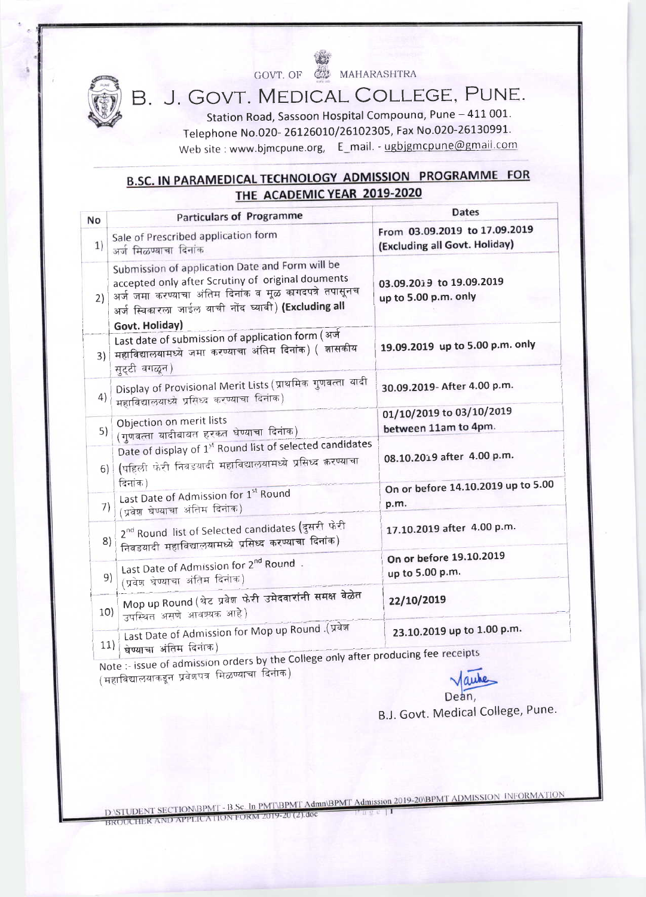GOVT. OF MAHARASHTRA

# B. J. GOVT. MEDICAL COLLEGE, PUNE.

Station Road, Sassoon Hospital Compound, Pune – 411 001.
Telephone No.020- 26126010/26102305, Fax No.020-26130991.
Web site : www.bjmcpune.org, E_mail. - ugbjgmcpune@gmail.com

## B.SC. IN PARAMEDICAL TECHNOLOGY ADMISSION PROGRAMME FOR THE ACADEMIC YEAR 2019-2020

| No | Particulars of Programme | Dates |
|---|---|---|
| 1) | Sale of Prescribed application form अर्ज मिळण्याचा दिनांक | From 03.09.2019 to 17.09.2019 (Excluding all Govt. Holiday) |
| 2) | Submission of application Date and Form will be accepted only after Scrutiny of original douments अर्ज जमा करण्याचा अंतिम दिनांक व मूळ कागदपत्रे तपासूनच अर्ज स्विकारला जाईल याची नोंद घ्यावी) **(Excluding all Govt. Holiday)** | 03.09.2019 to 19.09.2019 up to 5.00 p.m. only |
| 3) | Last date of submission of application form (अर्ज महाविद्यालयामध्ये जमा करण्याचा अंतिम दिनांक) ( शासकीय सुट्टी वगळून) | 19.09.2019 up to 5.00 p.m. only |
| 4) | Display of Provisional Merit Lists (प्राथमिक गुणवत्ता यादी महाविद्यालयाध्ये प्रसिध्द करण्याचा दिनांक) | 30.09.2019- After 4.00 p.m. |
| 5) | Objection on merit lists (गुणवत्ता यादीबाबत हरकत घेण्याचा दिनांक) | 01/10/2019 to 03/10/2019 between 11am to 4pm. |
| 6) | Date of display of 1st Round list of selected candidates (पहिली फेरी निवडयादी महाविद्यालयामध्ये प्रसिध्द करण्याचा दिनांक) | 08.10.2019 after 4.00 p.m. |
| 7) | Last Date of Admission for 1st Round (प्रवेश घेण्याचा अंतिम दिनांक) | On or before 14.10.2019 up to 5.00 p.m. |
| 8) | 2nd Round list of Selected candidates (दुसरी फेरी निवडयादी महाविद्यालयामध्ये प्रसिध्द करण्याचा दिनांक) | 17.10.2019 after 4.00 p.m. |
| 9) | Last Date of Admission for 2nd Round . (प्रवेश घेण्याचा अंतिम दिनांक) | On or before 19.10.2019 up to 5.00 p.m. |
| 10) | Mop up Round (थेट प्रवेश फेरी उमेदवारांनी समक्ष वेळेत उपस्थित असणे आवश्यक आहे) | 22/10/2019 |
| 11) | Last Date of Admission for Mop up Round .(प्रवेश घेण्याचा अंतिम दिनांक) | 23.10.2019 up to 1.00 p.m. |

Note :- issue of admission orders by the College only after producing fee receipts
(महाविद्यालयाकडून प्रवेशपत्र मिळण्याचा दिनांक)

Dean,
B.J. Govt. Medical College, Pune.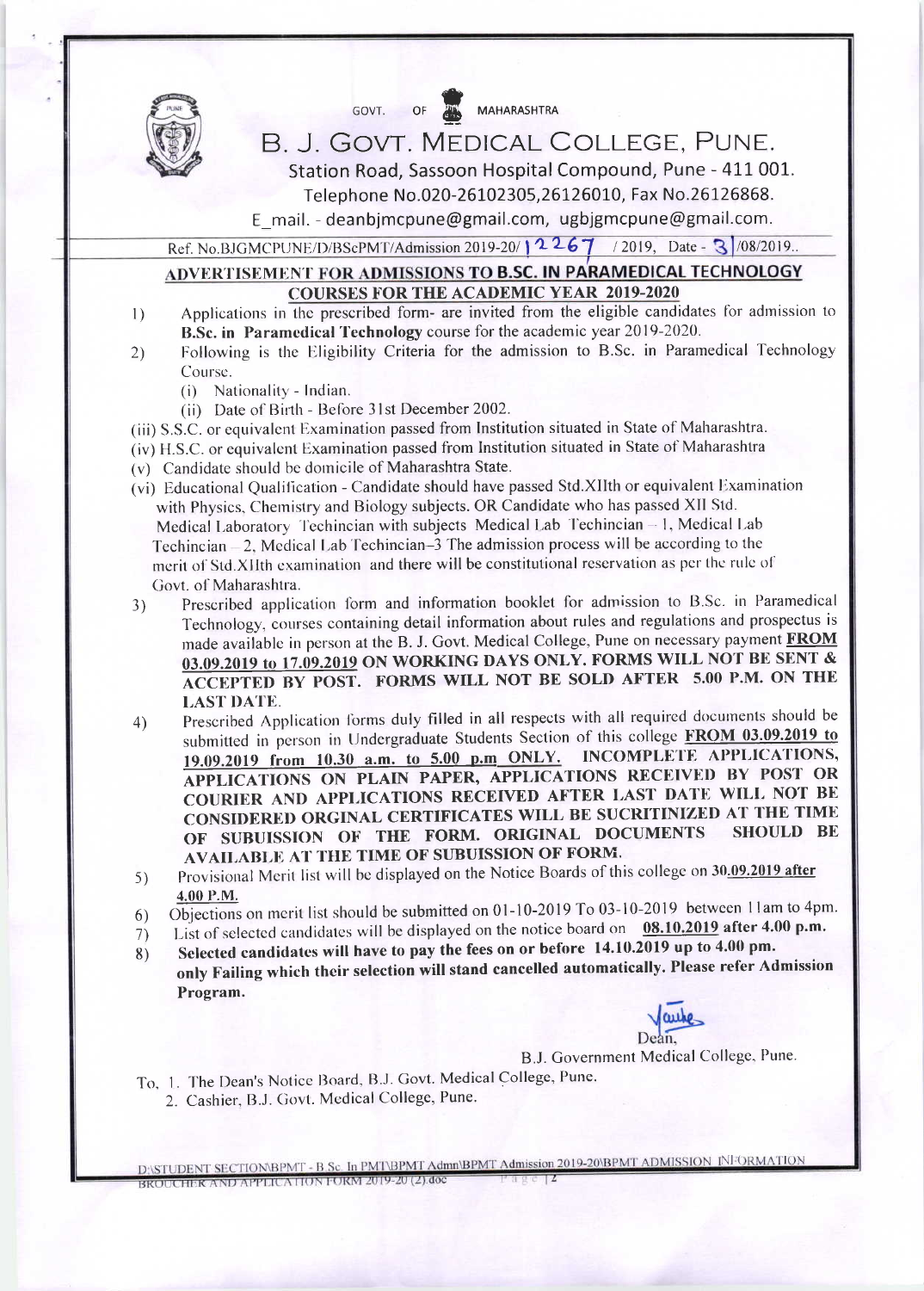GOVT. OF MAHARASHTRA

# B. J. GOVT. MEDICAL COLLEGE, PUNE.

Station Road, Sassoon Hospital Compound, Pune - 411 001.

Telephone No.020-26102305,26126010, Fax No.26126868.

E_mail. - deanbjmcpune@gmail.com, ugbjgmcpune@gmail.com.

Ref. No.BJGMCPUNE/D/BScPMT/Admission 2019-20/ 12267 / 2019, Date - 31/08/2019..

## ADVERTISEMENT FOR ADMISSIONS TO B.SC. IN PARAMEDICAL TECHNOLOGY COURSES FOR THE ACADEMIC YEAR 2019-2020

1) Applications in the prescribed form- are invited from the eligible candidates for admission to **B.Sc. in Paramedical Technology** course for the academic year 2019-2020.

2) Following is the Eligibility Criteria for the admission to B.Sc. in Paramedical Technology Course.
   - (i) Nationality - Indian.
   - (ii) Date of Birth - Before 31st December 2002.
   - (iii) S.S.C. or equivalent Examination passed from Institution situated in State of Maharashtra.
   - (iv) H.S.C. or equivalent Examination passed from Institution situated in State of Maharashtra
   - (v) Candidate should be domicile of Maharashtra State.
   - (vi) Educational Qualification - Candidate should have passed Std.XIIth or equivalent Examination with Physics, Chemistry and Biology subjects. OR Candidate who has passed XII Std. Medical Laboratory Techincian with subjects Medical Lab Techincian – 1, Medical Lab Techincian – 2, Medical Lab Techincian–3 The admission process will be according to the merit of Std.XIIth examination and there will be constitutional reservation as per the rule of Govt. of Maharashtra.

3) Prescribed application form and information booklet for admission to B.Sc. in Paramedical Technology, courses containing detail information about rules and regulations and prospectus is made available in person at the B. J. Govt. Medical College, Pune on necessary payment **FROM 03.09.2019 to 17.09.2019 ON WORKING DAYS ONLY. FORMS WILL NOT BE SENT & ACCEPTED BY POST. FORMS WILL NOT BE SOLD AFTER 5.00 P.M. ON THE LAST DATE.**

4) Prescribed Application forms duly filled in all respects with all required documents should be submitted in person in Undergraduate Students Section of this college **FROM 03.09.2019 to 19.09.2019 from 10.30 a.m. to 5.00 p.m ONLY. INCOMPLETE APPLICATIONS, APPLICATIONS ON PLAIN PAPER, APPLICATIONS RECEIVED BY POST OR COURIER AND APPLICATIONS RECEIVED AFTER LAST DATE WILL NOT BE CONSIDERED ORGINAL CERTIFICATES WILL BE SUCRITINIZED AT THE TIME OF SUBUISSION OF THE FORM. ORIGINAL DOCUMENTS SHOULD BE AVAILABLE AT THE TIME OF SUBUISSION OF FORM.**

5) Provisional Merit list will be displayed on the Notice Boards of this college on **30.09.2019 after 4.00 P.M.**

6) Objections on merit list should be submitted on 01-10-2019 To 03-10-2019 between 11am to 4pm.

7) List of selected candidates will be displayed on the notice board on **08.10.2019** after 4.00 p.m.

8) **Selected candidates will have to pay the fees on or before 14.10.2019 up to 4.00 pm. only Failing which their selection will stand cancelled automatically. Please refer Admission Program.**

Dean,
B.J. Government Medical College, Pune.

To, 1. The Dean's Notice Board, B.J. Govt. Medical College, Pune.
2. Cashier, B.J. Govt. Medical College, Pune.

D:\STUDENT SECTION\BPMT - B.Sc. In PMT\BPMT Admn\BPMT Admission 2019-20\BPMT ADMISSION INFORMATION BROUCHER AND APPLICATION FORM 2019-20 (2).doc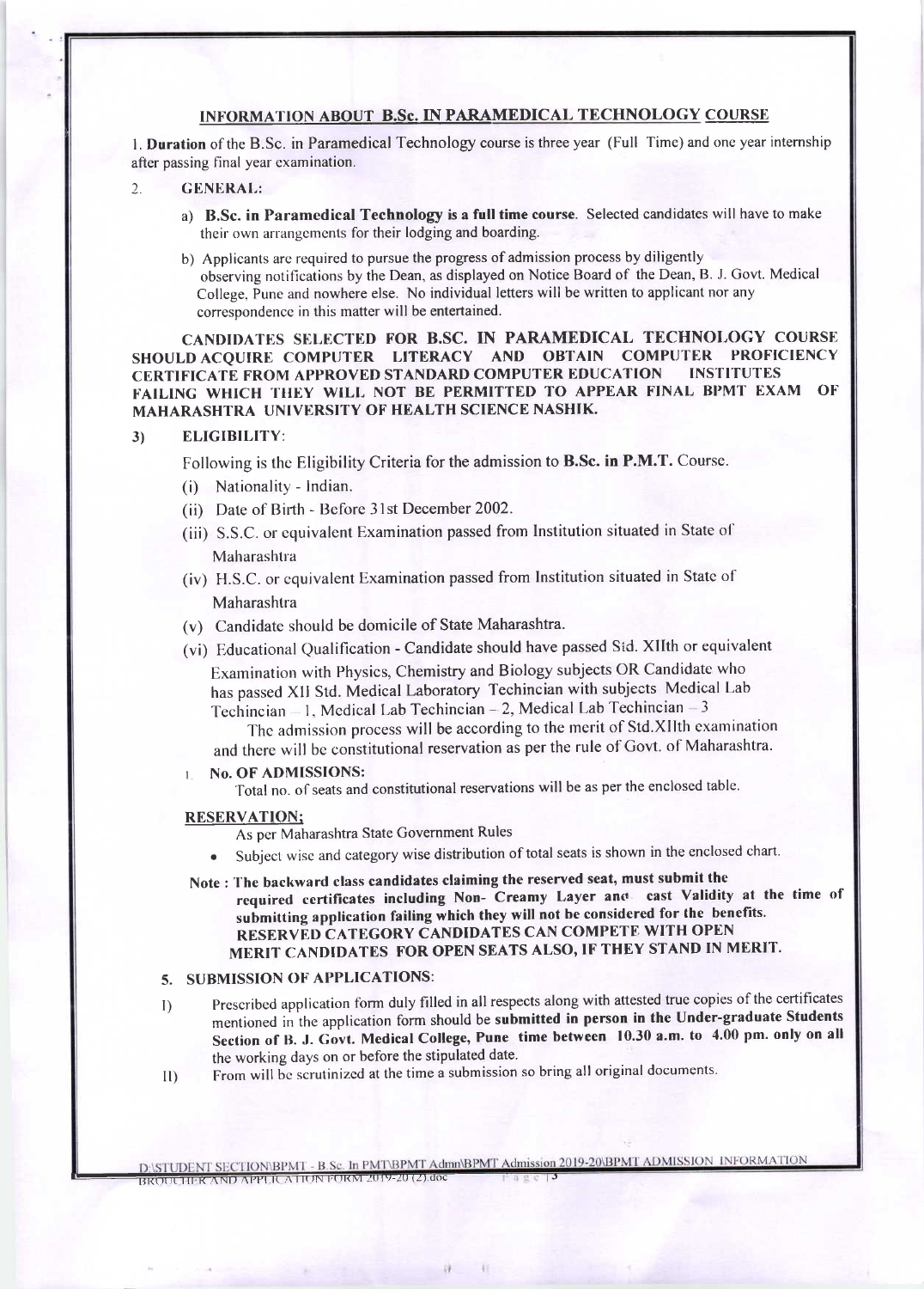## INFORMATION ABOUT B.Sc. IN PARAMEDICAL TECHNOLOGY COURSE

1. **Duration** of the B.Sc. in Paramedical Technology course is three year (Full Time) and one year internship after passing final year examination.

2. **GENERAL:**

   a) **B.Sc. in Paramedical Technology is a full time course**. Selected candidates will have to make their own arrangements for their lodging and boarding.

   b) Applicants are required to pursue the progress of admission process by diligently observing notifications by the Dean, as displayed on Notice Board of the Dean, B. J. Govt. Medical College, Pune and nowhere else. No individual letters will be written to applicant nor any correspondence in this matter will be entertained.

**CANDIDATES SELECTED FOR B.SC. IN PARAMEDICAL TECHNOLOGY COURSE SHOULD ACQUIRE COMPUTER LITERACY AND OBTAIN COMPUTER PROFICIENCY CERTIFICATE FROM APPROVED STANDARD COMPUTER EDUCATION INSTITUTES FAILING WHICH THEY WILL NOT BE PERMITTED TO APPEAR FINAL BPMT EXAM OF MAHARASHTRA UNIVERSITY OF HEALTH SCIENCE NASHIK.**

3) **ELIGIBILITY**:

Following is the Eligibility Criteria for the admission to **B.Sc. in P.M.T.** Course.

(i) Nationality - Indian.

(ii) Date of Birth - Before 31st December 2002.

(iii) S.S.C. or equivalent Examination passed from Institution situated in State of Maharashtra

(iv) H.S.C. or equivalent Examination passed from Institution situated in State of Maharashtra

(v) Candidate should be domicile of State Maharashtra.

(vi) Educational Qualification - Candidate should have passed Std. XIIth or equivalent Examination with Physics, Chemistry and Biology subjects OR Candidate who has passed XII Std. Medical Laboratory Techincian with subjects Medical Lab Techincian – 1, Medical Lab Techincian – 2, Medical Lab Techincian – 3

The admission process will be according to the merit of Std.XIIth examination and there will be constitutional reservation as per the rule of Govt. of Maharashtra.

1. **No. OF ADMISSIONS:**

   Total no. of seats and constitutional reservations will be as per the enclosed table.

**RESERVATION;**

As per Maharashtra State Government Rules

- Subject wise and category wise distribution of total seats is shown in the enclosed chart.

**Note : The backward class candidates claiming the reserved seat, must submit the required certificates including Non- Creamy Layer and cast Validity at the time of submitting application failing which they will not be considered for the benefits. RESERVED CATEGORY CANDIDATES CAN COMPETE WITH OPEN MERIT CANDIDATES FOR OPEN SEATS ALSO, IF THEY STAND IN MERIT.**

5. **SUBMISSION OF APPLICATIONS**:

I) Prescribed application form duly filled in all respects along with attested true copies of the certificates mentioned in the application form should be **submitted in person in the Under-graduate Students Section of B. J. Govt. Medical College, Pune time between 10.30 a.m. to 4.00 pm. only on all** the working days on or before the stipulated date.

II) From will be scrutinized at the time a submission so bring all original documents.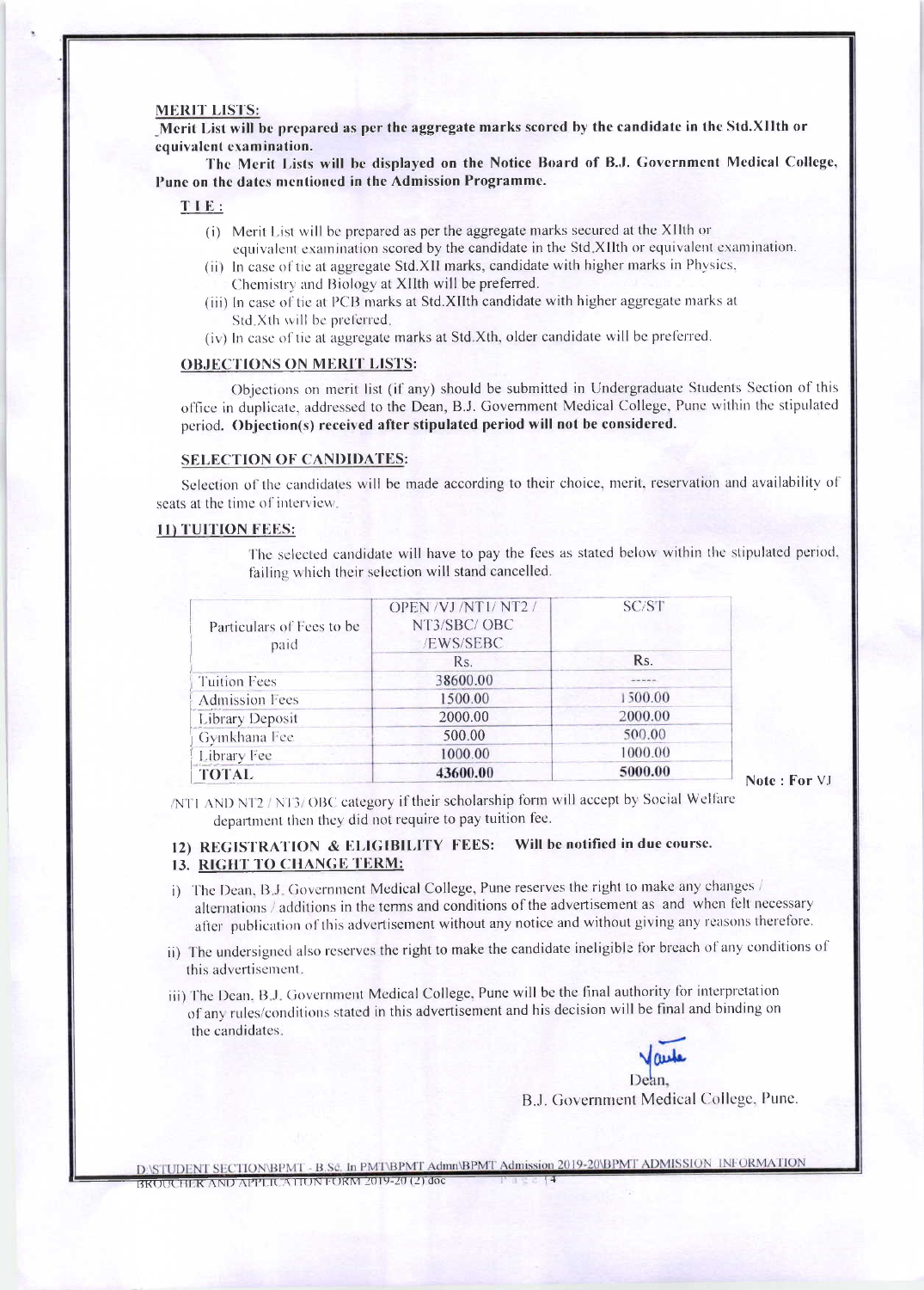**MERIT LISTS:**

**Merit List will be prepared as per the aggregate marks scored by the candidate in the Std.XIIth or equivalent examination.**

**The Merit Lists will be displayed on the Notice Board of B.J. Government Medical College, Pune on the dates mentioned in the Admission Programme.**

**TIE:**

- (i) Merit List will be prepared as per the aggregate marks secured at the XIIth or equivalent examination scored by the candidate in the Std.XIIth or equivalent examination.
- (ii) In case of tie at aggregate Std.XII marks, candidate with higher marks in Physics, Chemistry and Biology at XIIth will be preferred.
- (iii) In case of tie at PCB marks at Std.XIIth candidate with higher aggregate marks at Std.Xth will be preferred.
- (iv) In case of tie at aggregate marks at Std.Xth, older candidate will be preferred.

**OBJECTIONS ON MERIT LISTS:**

Objections on merit list (if any) should be submitted in Undergraduate Students Section of this office in duplicate, addressed to the Dean, B.J. Government Medical College, Pune within the stipulated period. **Objection(s) received after stipulated period will not be considered.**

**SELECTION OF CANDIDATES:**

Selection of the candidates will be made according to their choice, merit, reservation and availability of seats at the time of interview.

**11) TUITION FEES:**

The selected candidate will have to pay the fees as stated below within the stipulated period, failing which their selection will stand cancelled.

| Particulars of Fees to be paid | OPEN /VJ /NT1/ NT2 / NT3/SBC/ OBC /EWS/SEBC | SC/ST |
|---|---|---|
| | Rs. | Rs. |
| Tuition Fees | 38600.00 | ----- |
| Admission Fees | 1500.00 | 1500.00 |
| Library Deposit | 2000.00 | 2000.00 |
| Gymkhana Fee | 500.00 | 500.00 |
| Library Fee | 1000.00 | 1000.00 |
| **TOTAL** | **43600.00** | **5000.00** |

**Note : For** VJ /NT1 AND NT2 / NT3/ OBC category if their scholarship form will accept by Social Welfare department then they did not require to pay tuition fee.

**12) REGISTRATION & ELIGIBILITY FEES: Will be notified in due course.**

**13. RIGHT TO CHANGE TERM:**

- i) The Dean, B.J. Government Medical College, Pune reserves the right to make any changes / alternations / additions in the terms and conditions of the advertisement as and when felt necessary after publication of this advertisement without any notice and without giving any reasons therefore.
- ii) The undersigned also reserves the right to make the candidate ineligible for breach of any conditions of this advertisement.
- iii) The Dean, B.J. Government Medical College, Pune will be the final authority for interpretation of any rules/conditions stated in this advertisement and his decision will be final and binding on the candidates.

Dean,
B.J. Government Medical College, Pune.

D:\STUDENT SECTION\BPMT - B.Sc. In PMT\BPMT Admn\BPMT Admission 2019-20\BPMT ADMISSION INFORMATION BROUCHER AND APPLICATION FORM 2019-20 (2).doc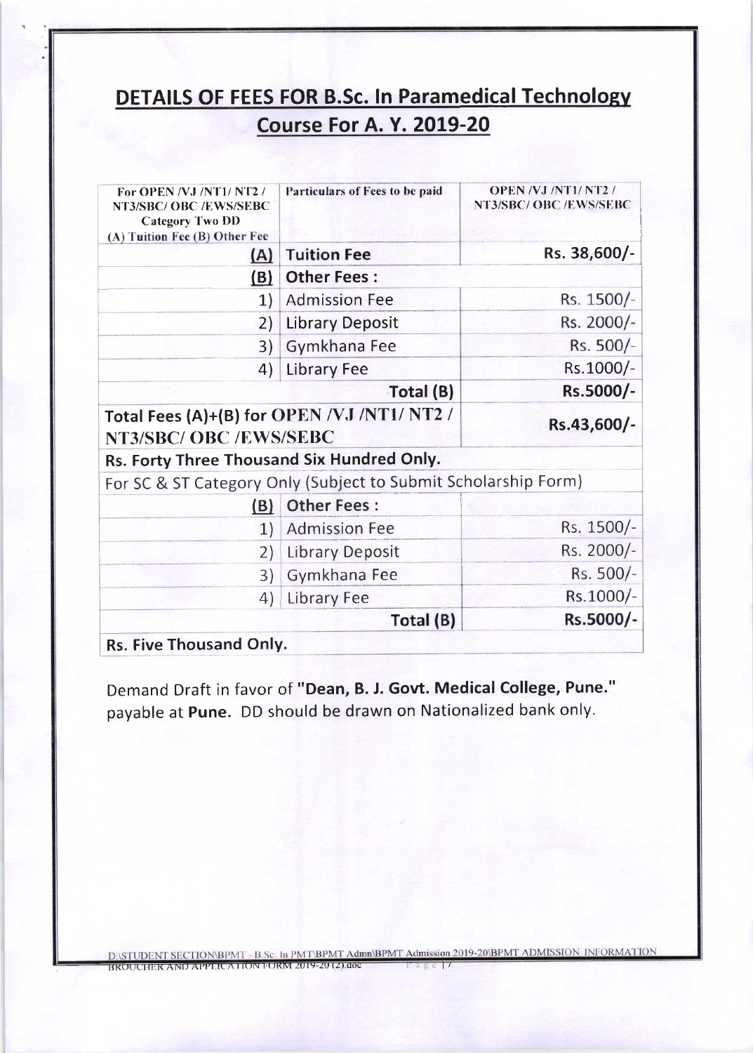## DETAILS OF FEES FOR B.Sc. In Paramedical Technology Course For A. Y. 2019-20

| For OPEN /VJ /NT1/ NT2 / NT3/SBC/ OBC /EWS/SEBC Category Two DD (A) Tuition Fee (B) Other Fee | Particulars of Fees to be paid | OPEN /VJ /NT1/ NT2 / NT3/SBC/ OBC /EWS/SEBC |
|---|---|---|
| **(A)** | **Tuition Fee** | **Rs. 38,600/-** |
| **(B)** | **Other Fees :** | |
| 1) | Admission Fee | Rs. 1500/- |
| 2) | Library Deposit | Rs. 2000/- |
| 3) | Gymkhana Fee | Rs. 500/- |
| 4) | Library Fee | Rs.1000/- |
| | **Total (B)** | **Rs.5000/-** |
| **Total Fees (A)+(B) for OPEN /VJ /NT1/ NT2 / NT3/SBC/ OBC /EWS/SEBC** | | **Rs.43,600/-** |
| **Rs. Forty Three Thousand Six Hundred Only.** | | |
| For SC & ST Category Only (Subject to Submit Scholarship Form) | | |
| **(B)** | **Other Fees :** | |
| 1) | Admission Fee | Rs. 1500/- |
| 2) | Library Deposit | Rs. 2000/- |
| 3) | Gymkhana Fee | Rs. 500/- |
| 4) | Library Fee | Rs.1000/- |
| | **Total (B)** | **Rs.5000/-** |
| **Rs. Five Thousand Only.** | | |

Demand Draft in favor of **"Dean, B. J. Govt. Medical College, Pune."** payable at **Pune.** DD should be drawn on Nationalized bank only.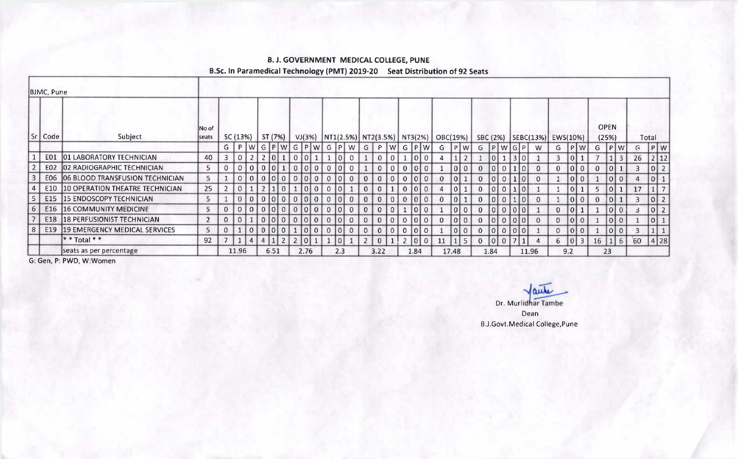**B. J. GOVERNMENT MEDICAL COLLEGE, PUNE**

**B.Sc. In Paramedical Technology (PMT) 2019-20 Seat Distribution of 92 Seats**

| BJMC, Pune | | | | | | | | | | | | | | | | | | | | | | | | | | | | | | | | | | | | | | | | | | |
|---|---|---|---|---|---|---|---|---|---|---|---|---|---|---|---|---|---|---|---|---|---|---|---|---|---|---|---|---|---|---|---|---|---|---|---|---|---|---|---|---|---|---|
| Sr | Code | Subject | No of seats | SC (13%) | | | ST (7%) | | | VJ(3%) | | | NT1(2.5%) | | | NT2(3.5%) | | | NT3(2%) | | | OBC(19%) | | | SBC (2%) | | | SEBC(13%) | | | EWS(10%) | | | OPEN (25%) | | | Total | | |
| | | | | G | P | W | G | P | W | G | P | W | G | P | W | G | P | W | G | P | W | G | P | W | G | P | W | G | P | W | G | P | W | G | P | W | G | P | W |
| 1 | E01 | 01 LABORATORY TECHNICIAN | 40 | 3 | 0 | 2 | 2 | 0 | 1 | 0 | 0 | 1 | 1 | 0 | 0 | 1 | 0 | 0 | 1 | 0 | 0 | 4 | 1 | 2 | 1 | 0 | 1 | 3 | 0 | 1 | 3 | 0 | 1 | 7 | 1 | 3 | 26 | 2 | 12 |
| 2 | E02 | 02 RADIOGRAPHIC TECHNICIAN | 5 | 0 | 0 | 0 | 0 | 0 | 1 | 0 | 0 | 0 | 0 | 0 | 0 | 1 | 0 | 0 | 0 | 0 | 0 | 1 | 0 | 0 | 0 | 0 | 0 | 1 | 0 | 0 | 0 | 0 | 0 | 0 | 0 | 1 | 3 | 0 | 2 |
| 3 | E06 | 06 BLOOD TRANSFUSION TECHNICIAN | 5 | 1 | 0 | 0 | 0 | 0 | 0 | 0 | 0 | 0 | 0 | 0 | 0 | 0 | 0 | 0 | 0 | 0 | 0 | 0 | 0 | 1 | 0 | 0 | 0 | 1 | 0 | 0 | 1 | 0 | 0 | 1 | 0 | 0 | 4 | 0 | 1 |
| 4 | E10 | 10 OPERATION THEATRE TECHNICIAN | 25 | 2 | 0 | 1 | 2 | 1 | 0 | 1 | 0 | 0 | 0 | 0 | 1 | 0 | 0 | 1 | 0 | 0 | 0 | 4 | 0 | 1 | 0 | 0 | 0 | 1 | 0 | 1 | 1 | 0 | 1 | 5 | 0 | 1 | 17 | 1 | 7 |
| 5 | E15 | 15 ENDOSCOPY TECHNICIAN | 5 | 1 | 0 | 0 | 0 | 0 | 0 | 0 | 0 | 0 | 0 | 0 | 0 | 0 | 0 | 0 | 0 | 0 | 0 | 0 | 0 | 1 | 0 | 0 | 0 | 1 | 0 | 0 | 1 | 0 | 0 | 0 | 0 | 1 | 3 | 0 | 2 |
| 6 | E16 | 16 COMMUNITY MEDICINE | 5 | 0 | 0 | 0 | 0 | 0 | 0 | 0 | 0 | 0 | 0 | 0 | 0 | 0 | 0 | 0 | 1 | 0 | 0 | 1 | 0 | 0 | 0 | 0 | 0 | 0 | 0 | 1 | 0 | 0 | 1 | 1 | 0 | 0 | 3 | 0 | 2 |
| 7 | E18 | 18 PERFUSIONIST TECHNICIAN | 2 | 0 | 0 | 1 | 0 | 0 | 0 | 0 | 0 | 0 | 0 | 0 | 0 | 0 | 0 | 0 | 0 | 0 | 0 | 0 | 0 | 0 | 0 | 0 | 0 | 0 | 0 | 0 | 0 | 0 | 0 | 1 | 0 | 0 | 1 | 0 | 1 |
| 8 | E19 | 19 EMERGENCY MEDICAL SERVICES | 5 | 0 | 1 | 0 | 0 | 0 | 0 | 1 | 0 | 0 | 0 | 0 | 0 | 0 | 0 | 0 | 0 | 0 | 0 | 1 | 0 | 0 | 0 | 0 | 0 | 0 | 0 | 1 | 0 | 0 | 0 | 1 | 0 | 0 | 3 | 1 | 1 |
| | | * * Total * * | 92 | 7 | 1 | 4 | 4 | 1 | 2 | 2 | 0 | 1 | 1 | 0 | 1 | 2 | 0 | 1 | 2 | 0 | 0 | 11 | 1 | 5 | 0 | 0 | 0 | 7 | 1 | 4 | 6 | 0 | 3 | 16 | 1 | 6 | 60 | 4 | 28 |
| | | seats as per percentage | | 11.96 | | | 6.51 | | | 2.76 | | | 2.3 | | | 3.22 | | | 1.84 | | | 17.48 | | | 1.84 | | | 11.96 | | | 9.2 | | | 23 | | | | | |

G: Gen, P: PWD, W:Women

Dr. Murlidhar Tambe
Dean
B.J.Govt.Medical College,Pune